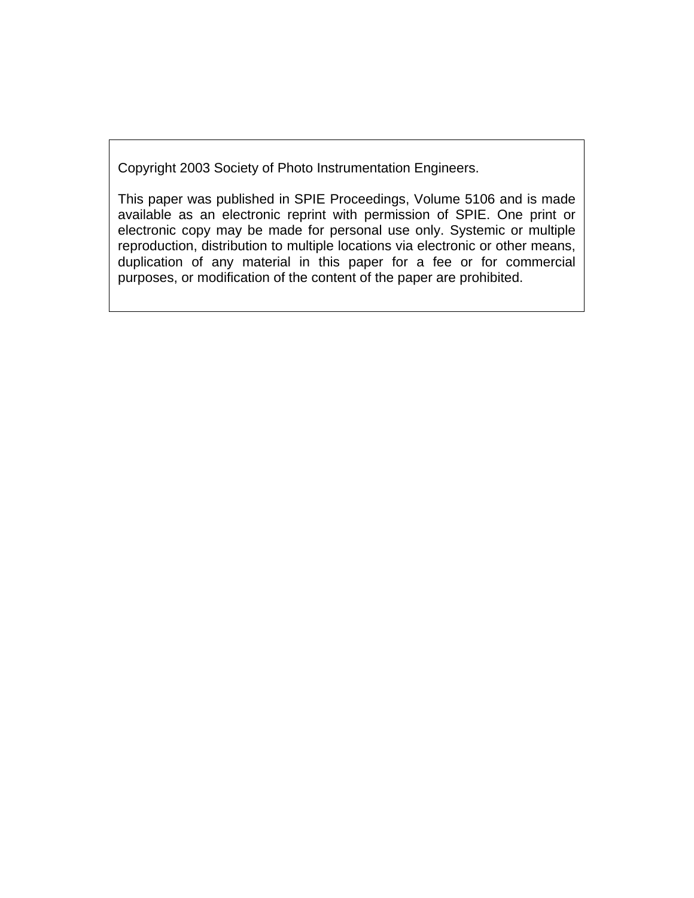Copyright 2003 Society of Photo Instrumentation Engineers.

This paper was published in SPIE Proceedings, Volume 5106 and is made available as an electronic reprint with permission of SPIE. One print or electronic copy may be made for personal use only. Systemic or multiple reproduction, distribution to multiple locations via electronic or other means, duplication of any material in this paper for a fee or for commercial purposes, or modification of the content of the paper are prohibited.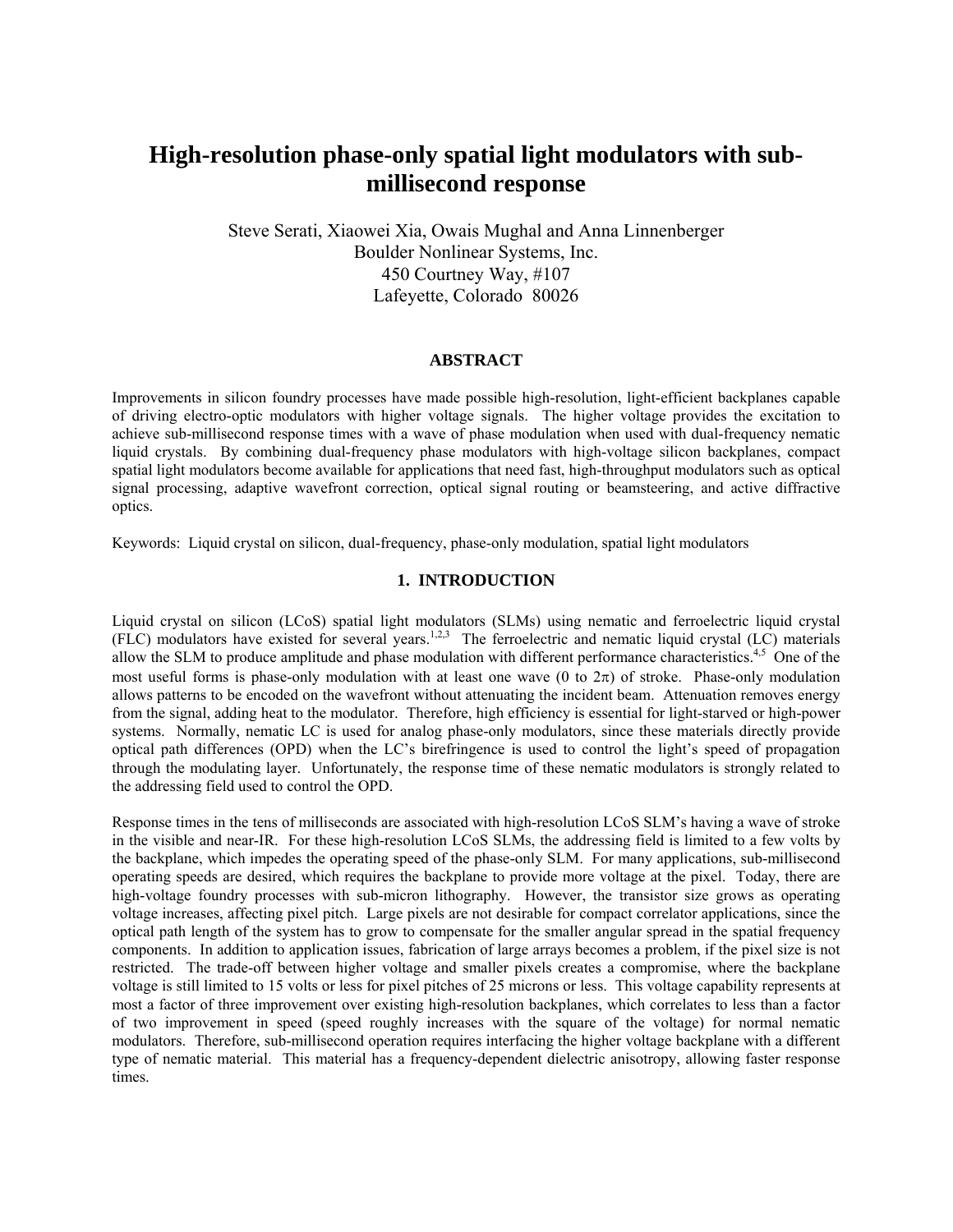# High-resolution phase-only spatial light modulators with sub-millisecond response

Steve Serati, Xiaowei Xia, Owais Mughal and Anna Linnenberger
Boulder Nonlinear Systems, Inc.
450 Courtney Way, #107
Lafeyette, Colorado 80026

### ABSTRACT

Improvements in silicon foundry processes have made possible high-resolution, light-efficient backplanes capable of driving electro-optic modulators with higher voltage signals. The higher voltage provides the excitation to achieve sub-millisecond response times with a wave of phase modulation when used with dual-frequency nematic liquid crystals. By combining dual-frequency phase modulators with high-voltage silicon backplanes, compact spatial light modulators become available for applications that need fast, high-throughput modulators such as optical signal processing, adaptive wavefront correction, optical signal routing or beamsteering, and active diffractive optics.

Keywords: Liquid crystal on silicon, dual-frequency, phase-only modulation, spatial light modulators

## 1. INTRODUCTION

Liquid crystal on silicon (LCoS) spatial light modulators (SLMs) using nematic and ferroelectric liquid crystal (FLC) modulators have existed for several years.[1,2,3] The ferroelectric and nematic liquid crystal (LC) materials allow the SLM to produce amplitude and phase modulation with different performance characteristics.[4,5] One of the most useful forms is phase-only modulation with at least one wave (0 to $2\pi$) of stroke. Phase-only modulation allows patterns to be encoded on the wavefront without attenuating the incident beam. Attenuation removes energy from the signal, adding heat to the modulator. Therefore, high efficiency is essential for light-starved or high-power systems. Normally, nematic LC is used for analog phase-only modulators, since these materials directly provide optical path differences (OPD) when the LC's birefringence is used to control the light's speed of propagation through the modulating layer. Unfortunately, the response time of these nematic modulators is strongly related to the addressing field used to control the OPD.

Response times in the tens of milliseconds are associated with high-resolution LCoS SLM's having a wave of stroke in the visible and near-IR. For these high-resolution LCoS SLMs, the addressing field is limited to a few volts by the backplane, which impedes the operating speed of the phase-only SLM. For many applications, sub-millisecond operating speeds are desired, which requires the backplane to provide more voltage at the pixel. Today, there are high-voltage foundry processes with sub-micron lithography. However, the transistor size grows as operating voltage increases, affecting pixel pitch. Large pixels are not desirable for compact correlator applications, since the optical path length of the system has to grow to compensate for the smaller angular spread in the spatial frequency components. In addition to application issues, fabrication of large arrays becomes a problem, if the pixel size is not restricted. The trade-off between higher voltage and smaller pixels creates a compromise, where the backplane voltage is still limited to 15 volts or less for pixel pitches of 25 microns or less. This voltage capability represents at most a factor of three improvement over existing high-resolution backplanes, which correlates to less than a factor of two improvement in speed (speed roughly increases with the square of the voltage) for normal nematic modulators. Therefore, sub-millisecond operation requires interfacing the higher voltage backplane with a different type of nematic material. This material has a frequency-dependent dielectric anisotropy, allowing faster response times.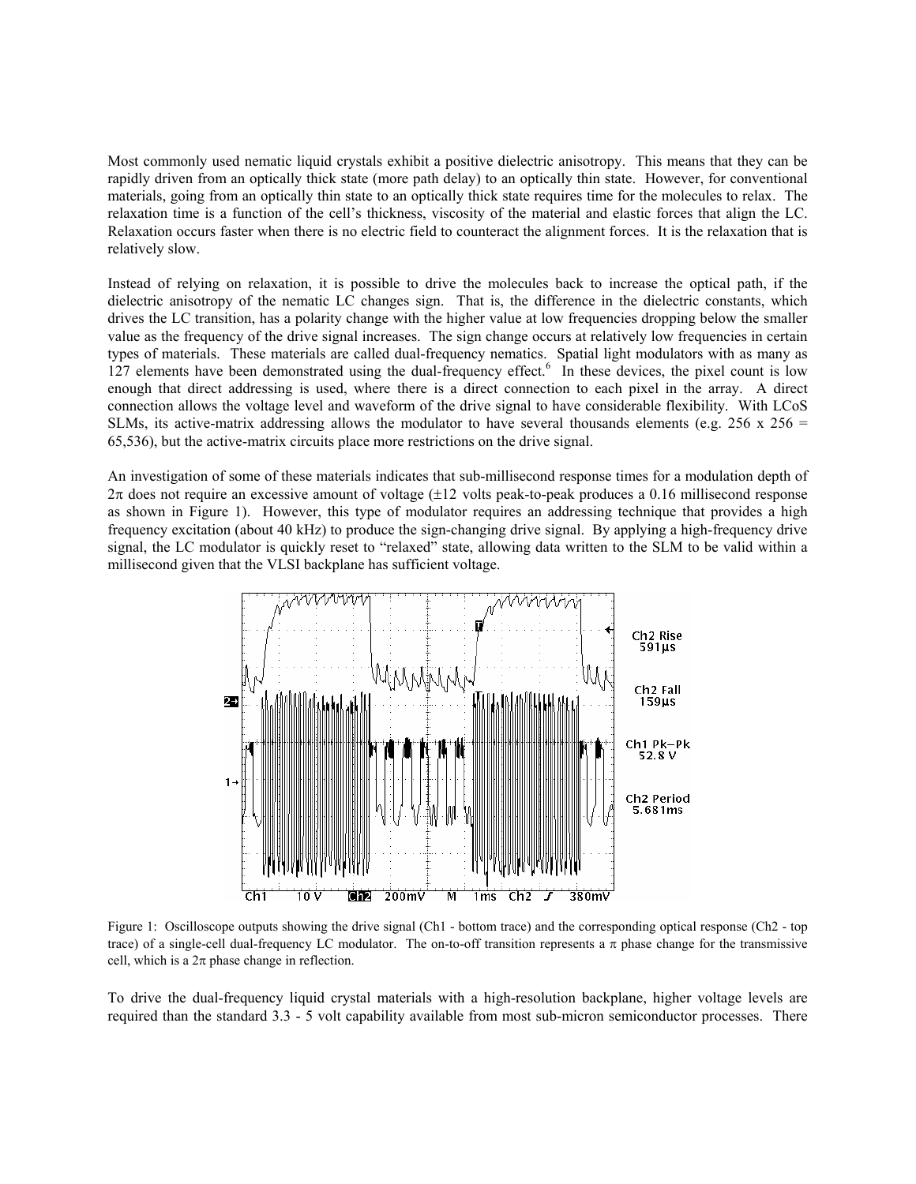Most commonly used nematic liquid crystals exhibit a positive dielectric anisotropy. This means that they can be rapidly driven from an optically thick state (more path delay) to an optically thin state. However, for conventional materials, going from an optically thin state to an optically thick state requires time for the molecules to relax. The relaxation time is a function of the cell's thickness, viscosity of the material and elastic forces that align the LC. Relaxation occurs faster when there is no electric field to counteract the alignment forces. It is the relaxation that is relatively slow.

Instead of relying on relaxation, it is possible to drive the molecules back to increase the optical path, if the dielectric anisotropy of the nematic LC changes sign. That is, the difference in the dielectric constants, which drives the LC transition, has a polarity change with the higher value at low frequencies dropping below the smaller value as the frequency of the drive signal increases. The sign change occurs at relatively low frequencies in certain types of materials. These materials are called dual-frequency nematics. Spatial light modulators with as many as 127 elements have been demonstrated using the dual-frequency effect.[6] In these devices, the pixel count is low enough that direct addressing is used, where there is a direct connection to each pixel in the array. A direct connection allows the voltage level and waveform of the drive signal to have considerable flexibility. With LCoS SLMs, its active-matrix addressing allows the modulator to have several thousands elements (e.g. 256 x 256 = 65,536), but the active-matrix circuits place more restrictions on the drive signal.

An investigation of some of these materials indicates that sub-millisecond response times for a modulation depth of $2\pi$ does not require an excessive amount of voltage ($\pm$12 volts peak-to-peak produces a 0.16 millisecond response as shown in Figure 1). However, this type of modulator requires an addressing technique that provides a high frequency excitation (about 40 kHz) to produce the sign-changing drive signal. By applying a high-frequency drive signal, the LC modulator is quickly reset to "relaxed" state, allowing data written to the SLM to be valid within a millisecond given that the VLSI backplane has sufficient voltage.

Figure 1: Oscilloscope outputs showing the drive signal (Ch1 - bottom trace) and the corresponding optical response (Ch2 - top trace) of a single-cell dual-frequency LC modulator. The on-to-off transition represents a $\pi$ phase change for the transmissive cell, which is a $2\pi$ phase change in reflection.

To drive the dual-frequency liquid crystal materials with a high-resolution backplane, higher voltage levels are required than the standard 3.3 - 5 volt capability available from most sub-micron semiconductor processes. There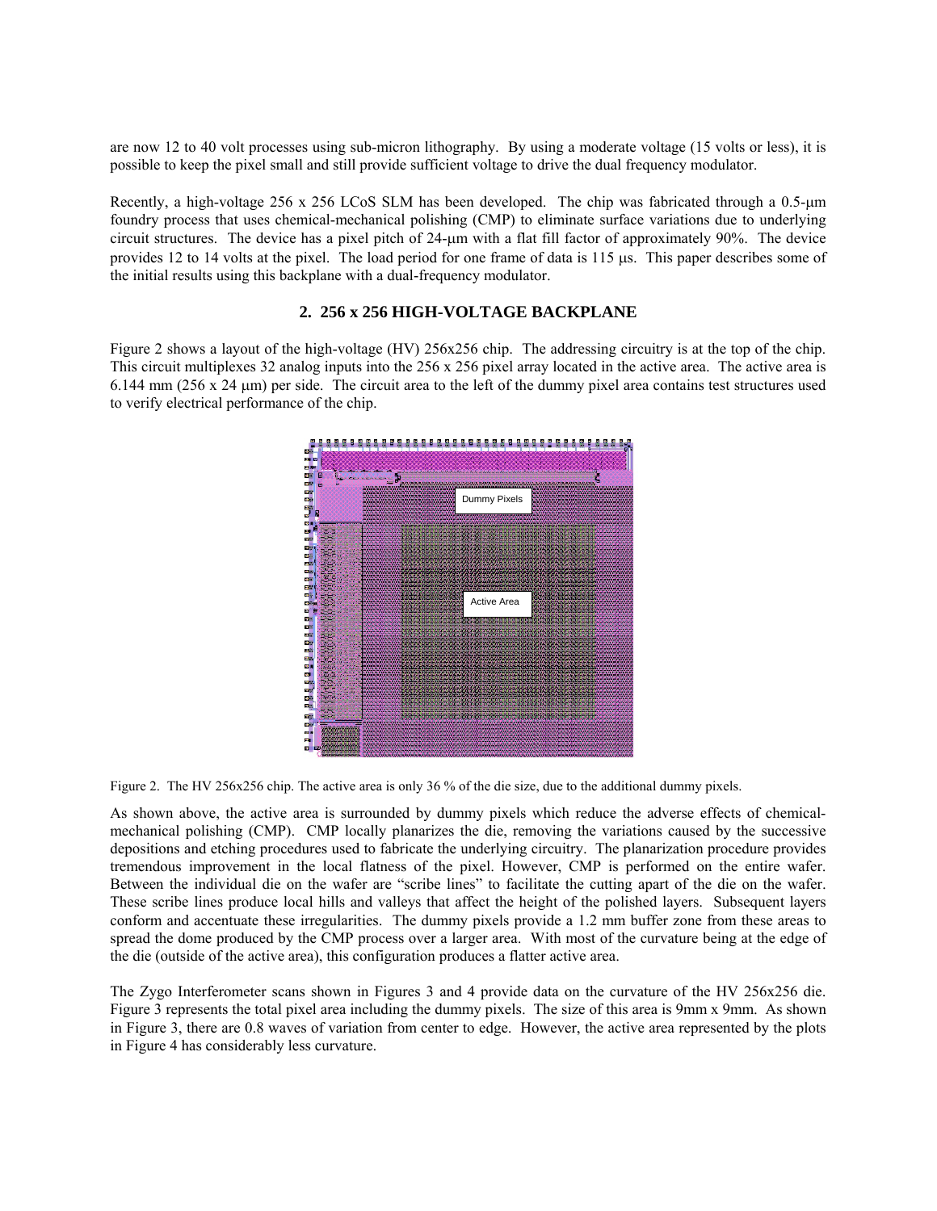are now 12 to 40 volt processes using sub-micron lithography. By using a moderate voltage (15 volts or less), it is possible to keep the pixel small and still provide sufficient voltage to drive the dual frequency modulator.

Recently, a high-voltage 256 x 256 LCoS SLM has been developed. The chip was fabricated through a 0.5-μm foundry process that uses chemical-mechanical polishing (CMP) to eliminate surface variations due to underlying circuit structures. The device has a pixel pitch of 24-μm with a flat fill factor of approximately 90%. The device provides 12 to 14 volts at the pixel. The load period for one frame of data is 115 μs. This paper describes some of the initial results using this backplane with a dual-frequency modulator.

## 2. 256 x 256 HIGH-VOLTAGE BACKPLANE

Figure 2 shows a layout of the high-voltage (HV) 256x256 chip. The addressing circuitry is at the top of the chip. This circuit multiplexes 32 analog inputs into the 256 x 256 pixel array located in the active area. The active area is 6.144 mm (256 x 24 μm) per side. The circuit area to the left of the dummy pixel area contains test structures used to verify electrical performance of the chip.

Figure 2. The HV 256x256 chip. The active area is only 36 % of the die size, due to the additional dummy pixels.

As shown above, the active area is surrounded by dummy pixels which reduce the adverse effects of chemical-mechanical polishing (CMP). CMP locally planarizes the die, removing the variations caused by the successive depositions and etching procedures used to fabricate the underlying circuitry. The planarization procedure provides tremendous improvement in the local flatness of the pixel. However, CMP is performed on the entire wafer. Between the individual die on the wafer are "scribe lines" to facilitate the cutting apart of the die on the wafer. These scribe lines produce local hills and valleys that affect the height of the polished layers. Subsequent layers conform and accentuate these irregularities. The dummy pixels provide a 1.2 mm buffer zone from these areas to spread the dome produced by the CMP process over a larger area. With most of the curvature being at the edge of the die (outside of the active area), this configuration produces a flatter active area.

The Zygo Interferometer scans shown in Figures 3 and 4 provide data on the curvature of the HV 256x256 die. Figure 3 represents the total pixel area including the dummy pixels. The size of this area is 9mm x 9mm. As shown in Figure 3, there are 0.8 waves of variation from center to edge. However, the active area represented by the plots in Figure 4 has considerably less curvature.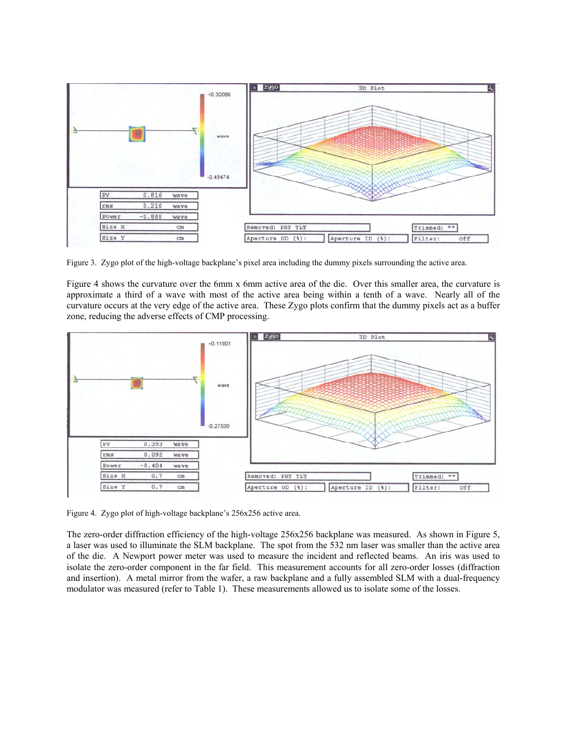Figure 3. Zygo plot of the high-voltage backplane's pixel area including the dummy pixels surrounding the active area.

Figure 4 shows the curvature over the 6mm x 6mm active area of the die. Over this smaller area, the curvature is approximate a third of a wave with most of the active area being within a tenth of a wave. Nearly all of the curvature occurs at the very edge of the active area. These Zygo plots confirm that the dummy pixels act as a buffer zone, reducing the adverse effects of CMP processing.

Figure 4. Zygo plot of high-voltage backplane's 256x256 active area.

The zero-order diffraction efficiency of the high-voltage 256x256 backplane was measured. As shown in Figure 5, a laser was used to illuminate the SLM backplane. The spot from the 532 nm laser was smaller than the active area of the die. A Newport power meter was used to measure the incident and reflected beams. An iris was used to isolate the zero-order component in the far field. This measurement accounts for all zero-order losses (diffraction and insertion). A metal mirror from the wafer, a raw backplane and a fully assembled SLM with a dual-frequency modulator was measured (refer to Table 1). These measurements allowed us to isolate some of the losses.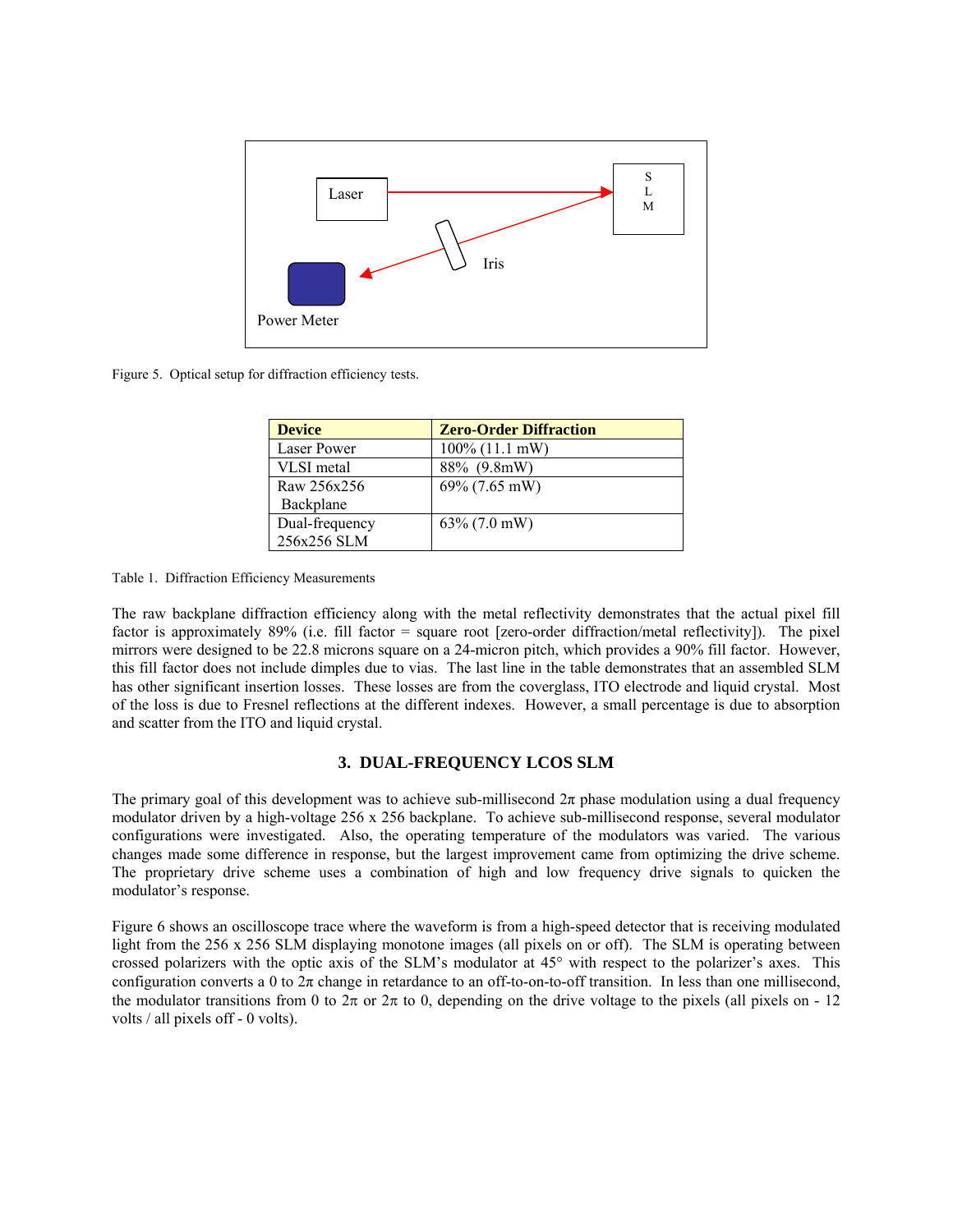Figure 5. Optical setup for diffraction efficiency tests.

| Device | Zero-Order Diffraction |
| --- | --- |
| Laser Power | 100% (11.1 mW) |
| VLSI metal | 88% (9.8mW) |
| Raw 256x256 Backplane | 69% (7.65 mW) |
| Dual-frequency 256x256 SLM | 63% (7.0 mW) |

Table 1. Diffraction Efficiency Measurements

The raw backplane diffraction efficiency along with the metal reflectivity demonstrates that the actual pixel fill factor is approximately 89% (i.e. fill factor = square root [zero-order diffraction/metal reflectivity]). The pixel mirrors were designed to be 22.8 microns square on a 24-micron pitch, which provides a 90% fill factor. However, this fill factor does not include dimples due to vias. The last line in the table demonstrates that an assembled SLM has other significant insertion losses. These losses are from the coverglass, ITO electrode and liquid crystal. Most of the loss is due to Fresnel reflections at the different indexes. However, a small percentage is due to absorption and scatter from the ITO and liquid crystal.

## 3. DUAL-FREQUENCY LCOS SLM

The primary goal of this development was to achieve sub-millisecond $2\pi$ phase modulation using a dual frequency modulator driven by a high-voltage 256 x 256 backplane. To achieve sub-millisecond response, several modulator configurations were investigated. Also, the operating temperature of the modulators was varied. The various changes made some difference in response, but the largest improvement came from optimizing the drive scheme. The proprietary drive scheme uses a combination of high and low frequency drive signals to quicken the modulator's response.

Figure 6 shows an oscilloscope trace where the waveform is from a high-speed detector that is receiving modulated light from the 256 x 256 SLM displaying monotone images (all pixels on or off). The SLM is operating between crossed polarizers with the optic axis of the SLM's modulator at 45° with respect to the polarizer's axes. This configuration converts a 0 to $2\pi$ change in retardance to an off-to-on-to-off transition. In less than one millisecond, the modulator transitions from 0 to $2\pi$ or $2\pi$ to 0, depending on the drive voltage to the pixels (all pixels on - 12 volts / all pixels off - 0 volts).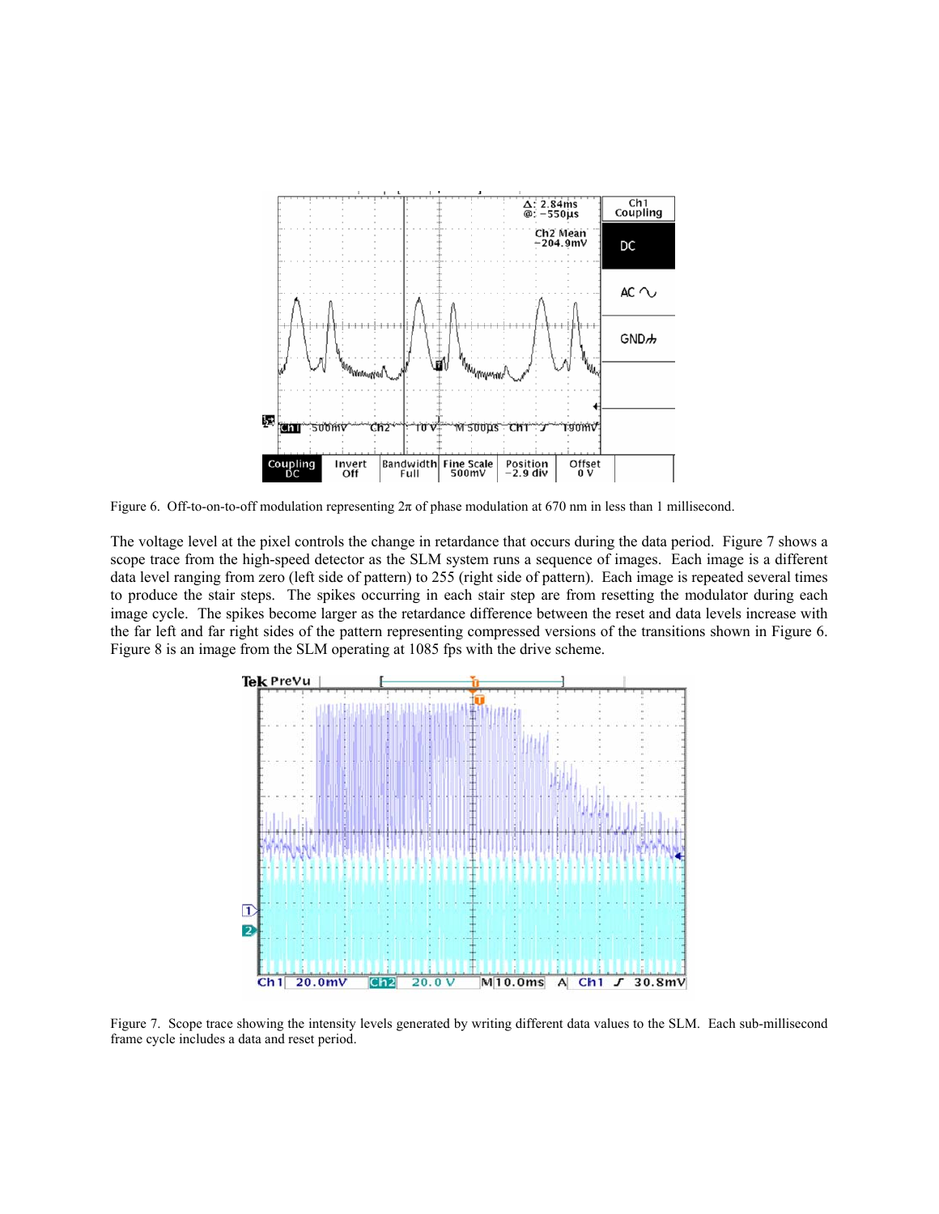Figure 6. Off-to-on-to-off modulation representing 2π of phase modulation at 670 nm in less than 1 millisecond.

The voltage level at the pixel controls the change in retardance that occurs during the data period. Figure 7 shows a scope trace from the high-speed detector as the SLM system runs a sequence of images. Each image is a different data level ranging from zero (left side of pattern) to 255 (right side of pattern). Each image is repeated several times to produce the stair steps. The spikes occurring in each stair step are from resetting the modulator during each image cycle. The spikes become larger as the retardance difference between the reset and data levels increase with the far left and far right sides of the pattern representing compressed versions of the transitions shown in Figure 6. Figure 8 is an image from the SLM operating at 1085 fps with the drive scheme.

Figure 7. Scope trace showing the intensity levels generated by writing different data values to the SLM. Each sub-millisecond frame cycle includes a data and reset period.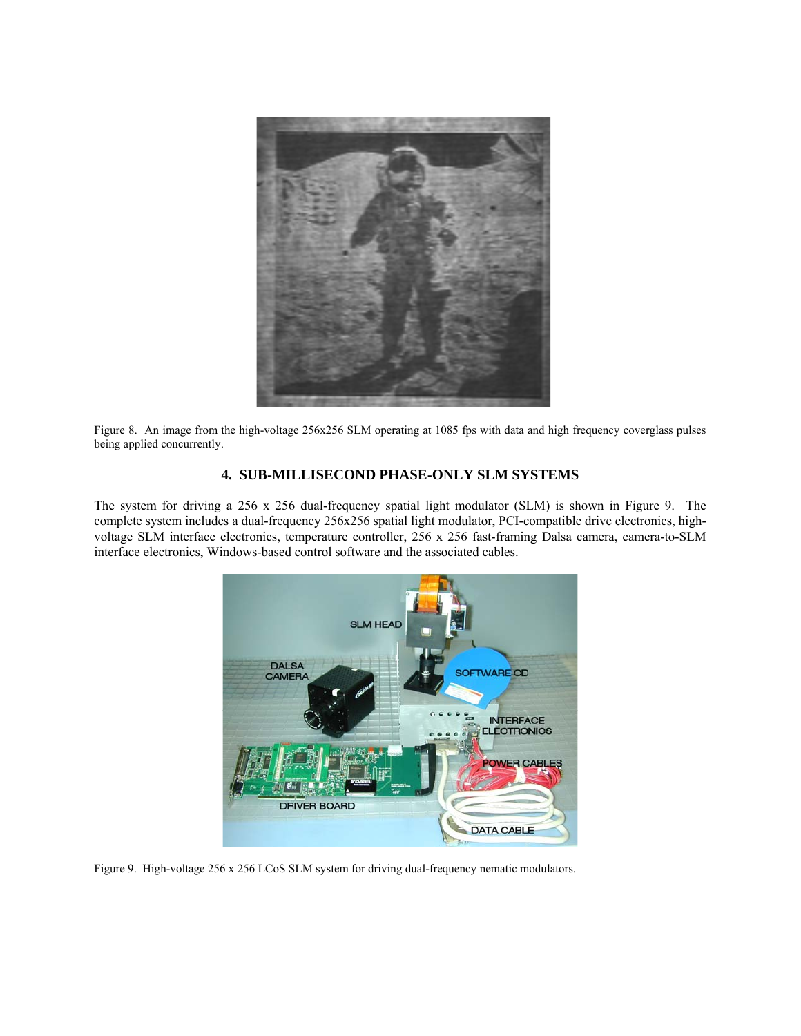Figure 8. An image from the high-voltage 256x256 SLM operating at 1085 fps with data and high frequency coverglass pulses being applied concurrently.

## 4. SUB-MILLISECOND PHASE-ONLY SLM SYSTEMS

The system for driving a 256 x 256 dual-frequency spatial light modulator (SLM) is shown in Figure 9. The complete system includes a dual-frequency 256x256 spatial light modulator, PCI-compatible drive electronics, high-voltage SLM interface electronics, temperature controller, 256 x 256 fast-framing Dalsa camera, camera-to-SLM interface electronics, Windows-based control software and the associated cables.

Figure 9. High-voltage 256 x 256 LCoS SLM system for driving dual-frequency nematic modulators.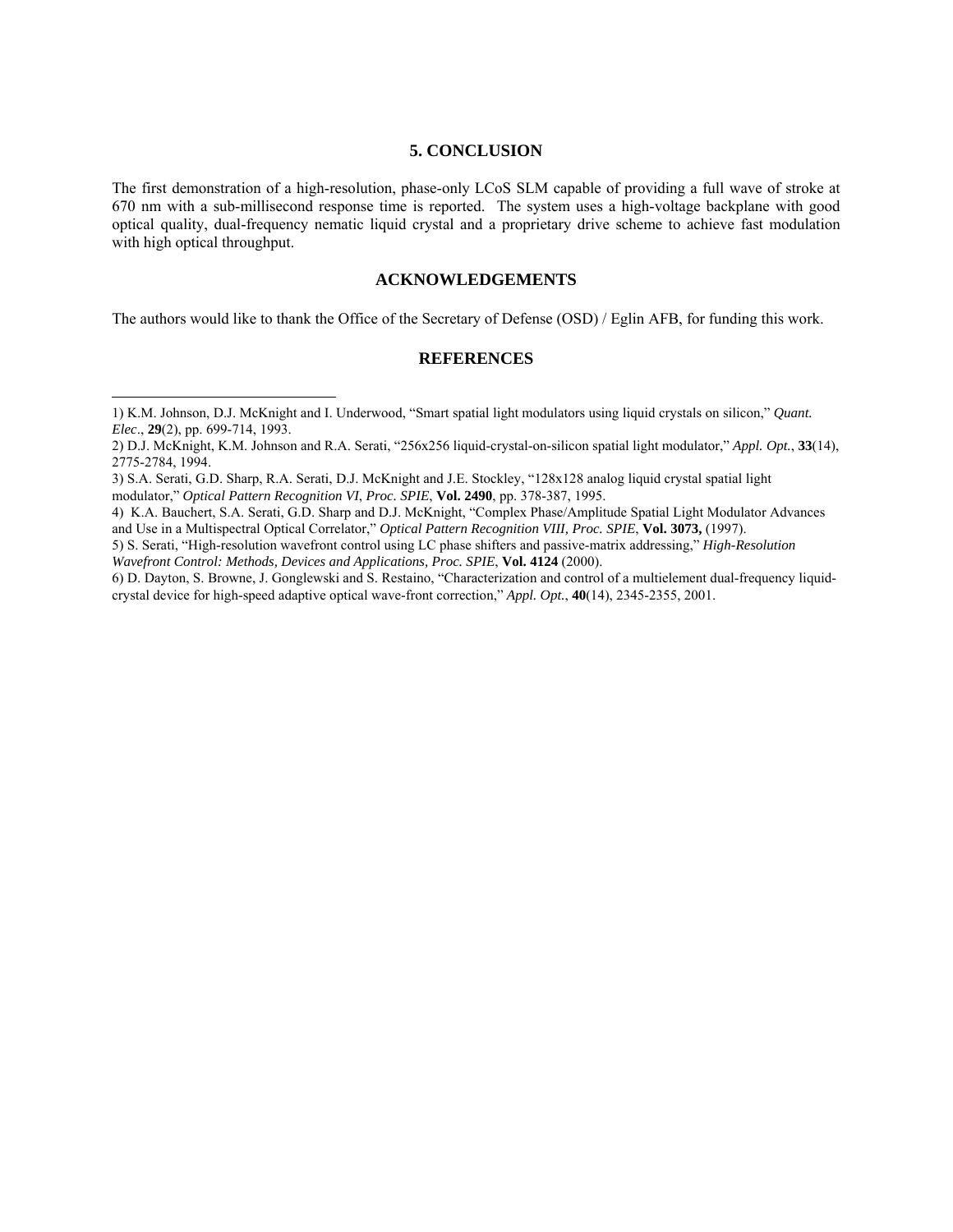## 5. CONCLUSION

The first demonstration of a high-resolution, phase-only LCoS SLM capable of providing a full wave of stroke at 670 nm with a sub-millisecond response time is reported. The system uses a high-voltage backplane with good optical quality, dual-frequency nematic liquid crystal and a proprietary drive scheme to achieve fast modulation with high optical throughput.

## ACKNOWLEDGEMENTS

The authors would like to thank the Office of the Secretary of Defense (OSD) / Eglin AFB, for funding this work.

## REFERENCES

1) K.M. Johnson, D.J. McKnight and I. Underwood, "Smart spatial light modulators using liquid crystals on silicon," *Quant. Elec*., **29**(2), pp. 699-714, 1993.

2) D.J. McKnight, K.M. Johnson and R.A. Serati, "256x256 liquid-crystal-on-silicon spatial light modulator," *Appl. Opt.*, **33**(14), 2775-2784, 1994.

3) S.A. Serati, G.D. Sharp, R.A. Serati, D.J. McKnight and J.E. Stockley, "128x128 analog liquid crystal spatial light modulator," *Optical Pattern Recognition VI*, *Proc. SPIE*, **Vol. 2490**, pp. 378-387, 1995.

4) K.A. Bauchert, S.A. Serati, G.D. Sharp and D.J. McKnight, "Complex Phase/Amplitude Spatial Light Modulator Advances and Use in a Multispectral Optical Correlator," *Optical Pattern Recognition VIII, Proc. SPIE*, **Vol. 3073,** (1997).

5) S. Serati, "High-resolution wavefront control using LC phase shifters and passive-matrix addressing," *High-Resolution Wavefront Control: Methods, Devices and Applications, Proc. SPIE*, **Vol. 4124** (2000).

6) D. Dayton, S. Browne, J. Gonglewski and S. Restaino, "Characterization and control of a multielement dual-frequency liquid-crystal device for high-speed adaptive optical wave-front correction," *Appl. Opt.*, **40**(14), 2345-2355, 2001.